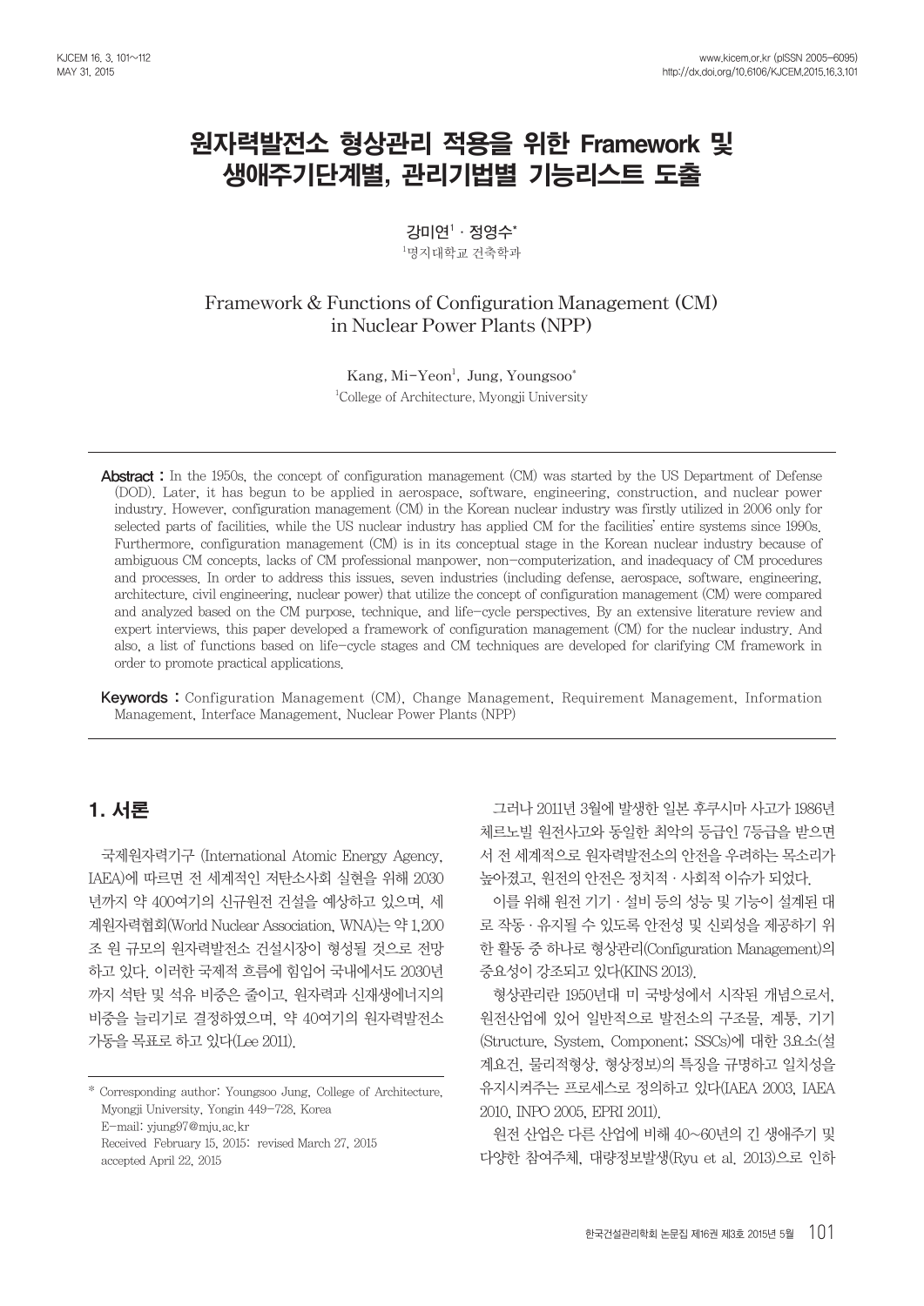# 원자력발전소 형상관리 적용을 위한 Framework 및 생애주기단계별, 관리기법별 기능리스트 도출

강미연[1] · 정영수*

[1]명지대학교 건축학과

## Framework & Functions of Configuration Management (CM) in Nuclear Power Plants (NPP)

Kang, Mi-Yeon[1], Jung, Youngsoo*

[1]College of Architecture, Myongji University

**Abstract :** In the 1950s, the concept of configuration management (CM) was started by the US Department of Defense (DOD). Later, it has begun to be applied in aerospace, software, engineering, construction, and nuclear power industry. However, configuration management (CM) in the Korean nuclear industry was firstly utilized in 2006 only for selected parts of facilities, while the US nuclear industry has applied CM for the facilities' entire systems since 1990s. Furthermore, configuration management (CM) is in its conceptual stage in the Korean nuclear industry because of ambiguous CM concepts, lacks of CM professional manpower, non-computerization, and inadequacy of CM procedures and processes. In order to address this issues, seven industries (including defense, aerospace, software, engineering, architecture, civil engineering, nuclear power) that utilize the concept of configuration management (CM) were compared and analyzed based on the CM purpose, technique, and life-cycle perspectives. By an extensive literature review and expert interviews, this paper developed a framework of configuration management (CM) for the nuclear industry. And also, a list of functions based on life-cycle stages and CM techniques are developed for clarifying CM framework in order to promote practical applications.

**Keywords :** Configuration Management (CM), Change Management, Requirement Management, Information Management, Interface Management, Nuclear Power Plants (NPP)

## 1. 서론

국제원자력기구 (International Atomic Energy Agency, IAEA)에 따르면 전 세계적인 저탄소사회 실현을 위해 2030년까지 약 400여기의 신규원전 건설을 예상하고 있으며, 세계원자력협회(World Nuclear Association, WNA)는 약 1,200조 원 규모의 원자력발전소 건설시장이 형성될 것으로 전망하고 있다. 이러한 국제적 흐름에 힘입어 국내에서도 2030년까지 석탄 및 석유 비중은 줄이고, 원자력과 신재생에너지의 비중을 늘리기로 결정하였으며, 약 40여기의 원자력발전소 가동을 목표로 하고 있다(Lee 2011).

그러나 2011년 3월에 발생한 일본 후쿠시마 사고가 1986년 체르노빌 원전사고와 동일한 최악의 등급인 7등급을 받으면서 전 세계적으로 원자력발전소의 안전을 우려하는 목소리가 높아졌고, 원전의 안전은 정치적 · 사회적 이슈가 되었다.

이를 위해 원전 기기 · 설비 등의 성능 및 기능이 설계된 대로 작동 · 유지될 수 있도록 안전성 및 신뢰성을 제공하기 위한 활동 중 하나로 형상관리(Configuration Management)의 중요성이 강조되고 있다(KINS 2013).

형상관리란 1950년대 미 국방성에서 시작된 개념으로서, 원전산업에 있어 일반적으로 발전소의 구조물, 계통, 기기(Structure, System, Component; SSCs)에 대한 3요소(설계요건, 물리적형상, 형상정보)의 특징을 규명하고 일치성을 유지시켜주는 프로세스로 정의하고 있다(IAEA 2003, IAEA 2010, INPO 2005, EPRI 2011).

원전 산업은 다른 산업에 비해 40~60년의 긴 생애주기 및 다양한 참여주체, 대량정보발생(Ryu et al. 2013)으로 인하

---

\* Corresponding author: Youngsoo Jung, College of Architecture, Myongji University, Yongin 449-728, Korea
E-mail: yjung97@mju.ac.kr
Received February 15, 2015: revised March 27, 2015
accepted April 22, 2015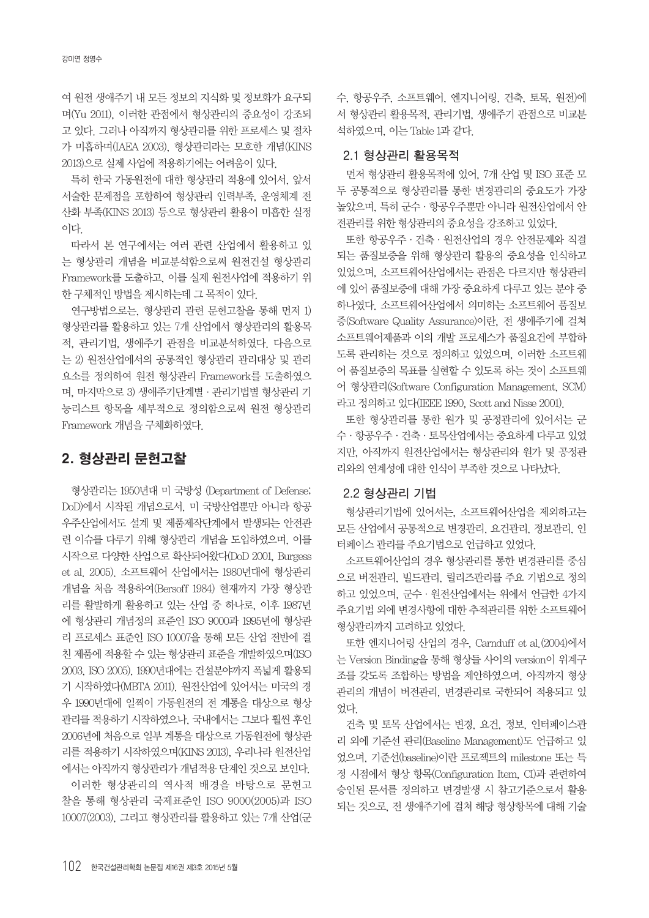여 원전 생애주기 내 모든 정보의 지식화 및 정보화가 요구되며(Yu 2011), 이러한 관점에서 형상관리의 중요성이 강조되고 있다. 그러나 아직까지 형상관리를 위한 프로세스 및 절차가 미흡하며(IAEA 2003), 형상관리라는 모호한 개념(KINS 2013)으로 실제 사업에 적용하기에는 어려움이 있다.

특히 한국 가동원전에 대한 형상관리 적용에 있어서, 앞서 서술한 문제점을 포함하여 형상관리 인력부족, 운영체계 전산화 부족(KINS 2013) 등으로 형상관리 활용이 미흡한 실정이다.

따라서 본 연구에서는 여러 관련 산업에서 활용하고 있는 형상관리 개념을 비교분석함으로써 원전건설 형상관리 Framework를 도출하고, 이를 실제 원전사업에 적용하기 위한 구체적인 방법을 제시하는데 그 목적이 있다.

연구방법으로는, 형상관리 관련 문헌고찰을 통해 먼저 1) 형상관리를 활용하고 있는 7개 산업에서 형상관리의 활용목적, 관리기법, 생애주기 관점을 비교분석하였다. 다음으로는 2) 원전산업에서의 공통적인 형상관리 관리대상 및 관리요소를 정의하여 원전 형상관리 Framework를 도출하였으며, 마지막으로 3) 생애주기단계별 · 관리기법별 형상관리 기능리스트 항목을 세부적으로 정의함으로써 원전 형상관리 Framework 개념을 구체화하였다.

## 2. 형상관리 문헌고찰

형상관리는 1950년대 미 국방성 (Department of Defense; DoD)에서 시작된 개념으로서, 미 국방산업뿐만 아니라 항공우주산업에서도 설계 및 제품제작단계에서 발생되는 안전관련 이슈를 다루기 위해 형상관리 개념을 도입하였으며, 이를 시작으로 다양한 산업으로 확산되어왔다(DoD 2001, Burgess et al. 2005). 소프트웨어 산업에서는 1980년대에 형상관리 개념을 처음 적용하여(Bersoff 1984) 현재까지 가장 형상관리를 활발하게 활용하고 있는 산업 중 하나로, 이후 1987년에 형상관리 개념정의 표준인 ISO 9000과 1995년에 형상관리 프로세스 표준인 ISO 10007을 통해 모든 산업 전반에 걸친 제품에 적용할 수 있는 형상관리 표준을 개발하였으며(ISO 2003, ISO 2005), 1990년대에는 건설분야까지 폭넓게 활용되기 시작하였다(MBTA 2011). 원전산업에 있어서는 미국의 경우 1990년대에 일찍이 가동원전의 전 계통을 대상으로 형상관리를 적용하기 시작하였으나, 국내에서는 그보다 훨씬 후인 2006년에 처음으로 일부 계통을 대상으로 가동원전에 형상관리를 적용하기 시작하였으며(KINS 2013), 우리나라 원전산업에서는 아직까지 형상관리가 개념적용 단계인 것으로 보인다.

이러한 형상관리의 역사적 배경을 바탕으로 문헌고찰을 통해 형상관리 국제표준인 ISO 9000(2005)과 ISO 10007(2003), 그리고 형상관리를 활용하고 있는 7개 산업(군수, 항공우주, 소프트웨어, 엔지니어링, 건축, 토목, 원전)에서 형상관리 활용목적, 관리기법, 생애주기 관점으로 비교분석하였으며, 이는 Table 1과 같다.

### 2.1 형상관리 활용목적

먼저 형상관리 활용목적에 있어, 7개 산업 및 ISO 표준 모두 공통적으로 형상관리를 통한 변경관리의 중요도가 가장 높았으며, 특히 군수 · 항공우주뿐만 아니라 원전산업에서 안전관리를 위한 형상관리의 중요성을 강조하고 있었다.

또한 항공우주 · 건축 · 원전산업의 경우 안전문제와 직결되는 품질보증을 위해 형상관리 활용의 중요성을 인식하고 있었으며, 소프트웨어산업에서는 관점은 다르지만 형상관리에 있어 품질보증에 대해 가장 중요하게 다루고 있는 분야 중 하나였다. 소프트웨어산업에서 의미하는 소프트웨어 품질보증(Software Quality Assurance)이란, 전 생애주기에 걸쳐 소프트웨어제품과 이의 개발 프로세스가 품질요건에 부합하도록 관리하는 것으로 정의하고 있었으며, 이러한 소프트웨어 품질보증의 목표를 실현할 수 있도록 하는 것이 소프트웨어 형상관리(Software Configuration Management, SCM)라고 정의하고 있다(IEEE 1990, Scott and Nisse 2001).

또한 형상관리를 통한 원가 및 공정관리에 있어서는 군수 · 항공우주 · 건축 · 토목산업에서는 중요하게 다루고 있었지만, 아직까지 원전산업에서는 형상관리와 원가 및 공정관리와의 연계성에 대한 인식이 부족한 것으로 나타났다.

### 2.2 형상관리 기법

형상관리기법에 있어서는, 소프트웨어산업을 제외하고는 모든 산업에서 공통적으로 변경관리, 요건관리, 정보관리, 인터페이스 관리를 주요기법으로 언급하고 있었다.

소프트웨어산업의 경우 형상관리를 통한 변경관리를 중심으로 버전관리, 빌드관리, 릴리즈관리를 주요 기법으로 정의하고 있었으며, 군수 · 원전산업에서는 위에서 언급한 4가지 주요기법 외에 변경사항에 대한 추적관리를 위한 소프트웨어 형상관리까지 고려하고 있었다.

또한 엔지니어링 산업의 경우, Carnduff et al.(2004)에서는 Version Binding을 통해 형상들 사이의 version이 위계구조를 갖도록 조합하는 방법을 제안하였으며, 아직까지 형상관리의 개념이 버전관리, 변경관리로 국한되어 적용되고 있었다.

건축 및 토목 산업에서는 변경, 요건, 정보, 인터페이스관리 외에 기준선 관리(Baseline Management)도 언급하고 있었으며, 기준선(baseline)이란 프로젝트의 milestone 또는 특정 시점에서 형상 항목(Configuration Item, CI)과 관련하여 승인된 문서를 정의하고 변경발생 시 참고기준으로서 활용되는 것으로, 전 생애주기에 걸쳐 해당 형상항목에 대해 기술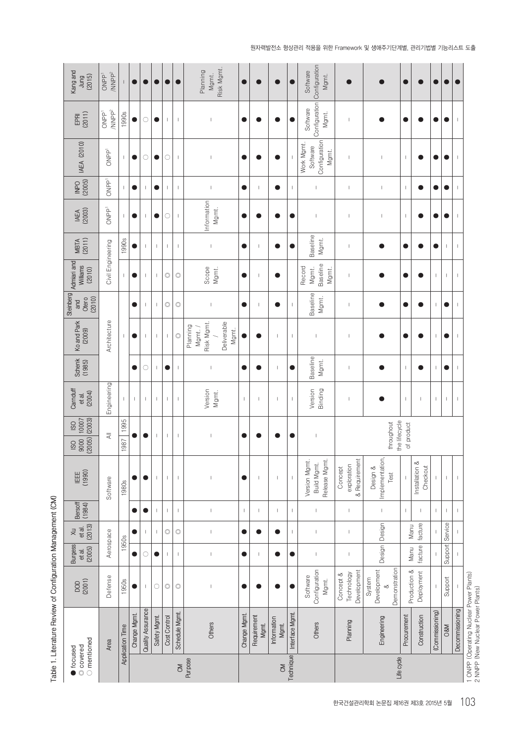Table 1. Literature Review of Configuration Management (CM)

● focused ◎ covered ○ mentioned

| | | DOD (2001) | Burgess et al. (2005) | Xu et al. (2013) | Bersoff (1984) | IEEE (1990) | ISO 9000 (2005) / ISO 10007 (2003) | Carnduff et al. (2004) | Schenk (1985) | Ko and Park (2009) | Steinberg and Otero (2010) | Admiari and Williams (2010) | MBTA (2011) | IAEA (2003) | INPO (2005) | IAEA (2010) | EPRI (2011) | Kang and Jung (2015) |
|---|---|---|---|---|---|---|---|---|---|---|---|---|---|---|---|---|---|---|
| Area | | Defense | Aerospace | Aerospace | | Software | All | Engineering | | Architecture | | Civil Engineering | Civil Engineering | ONPP[1] | ONPP[1] | ONPP[1] | ONPP[1]/NNPP[2] | ONPP[1]/NNPP[2] |
| Application Time | | 1950s | 1950s | 1950s | | 1980s | 1987 / 1995 | – | | – | | – | 1990s | – | – | – | 1990s | – |
| CM Purpose | Change Mgmt. | ● | ● | ● | ● | ● | ● | – | ● | ● | ● | ● | ● | ● | ● | ● | ● | ● |
| | Quality Assurance | – | ○ | – | ● | ● | ● | – | ○ | – | – | – | – | – | – | ○ | ○ | ● |
| | Safety Mgmt. | ○ | ● | – | – | – | – | – | – | – | – | – | – | ● | ● | ● | ● | ● |
| | Cost Control | ◎ | – | ◎ | – | – | – | – | ● | – | ◎ | ◎ | – | ○ | – | ○ | – | ● |
| | Schedule Mgmt. | ◎ | – | ◎ | – | – | – | – | – | ◎ | ◎ | ◎ | – | – | – | – | – | ● |
| | Others | – | – | – | – | – | – | Version Mgmt. | – | Planning Mgmt. / Risk Mgmt. / Deliverable Mgmt. | – | Scope Mgmt. | – | Information Mgmt. | – | – | – | Planning Mgmt. Risk Mgmt. |
| CM Technique | Change Mgmt. | ● | ● | ● | – | ● | ● | – | ● | ● | ● | ● | ● | ● | ● | ● | ● | ● |
| | Requirement Mgmt. | ● | – | ● | – | – | ● | – | ● | ● | – | – | – | ● | – | ● | ● | ● |
| | Information Mgmt. | ● | ● | ● | – | – | ● | – | – | – | ● | ● | ● | ● | ● | ● | ● | ● |
| | Interface Mgmt. | ● | ● | – | – | – | ● | – | ● | – | – | | ● | ● | – | – | ● | ● |
| | Others | Software Configuration Mgmt. | – | – | – | Version Mgmt. Build Mgmt. Release Mgmt. | – | Version Binding | Baseline Mgmt. | – | Baseline Mgmt. | Record Mgmt. Baseline Mgmt. | Baseline Mgmt. | – | – | Work Mgmt. Software Configuration Mgmt. | Software Configuration Mgmt. | Software Configuration Mgmt. |
| Life cycle | Planning | Concept & Technology Development | – | – | – | Concept exploration & Requirement | throughout the lifecycle of product | – | – | – | – | – | – | – | – | – | – | ● |
| | Engineering | System Development & Demonstration | Design | Design | – | Design & Implementation, Test | | ● | ● | ● | ● | ● | ● | – | – | – | ● | ● |
| | Procurement | Production & Deployment | Manu facture | Manu facture | – | – | | – | – | ● | ● | ● | ● | – | – | – | ● | ● |
| | Construction | | – | – | – | Installation & Checkout | | – | ● | ● | ● | ● | ● | ● | ● | ● | ● | ● |
| | (Commissioning) | – | – | – | – | – | | – | – | – | – | – | ● | ● | ● | ● | ● | ● |
| | O&M | Support | Support | Service | – | – | | – | ● | ● | ● | – | – | ● | ● | ● | ● | ● |
| | Decommissioning | – | – | – | – | – | | – | – | – | – | – | – | – | – | – | – | ● |

1 ONPP (Operating Nuclear Power Plants)
2 NNPP (New Nuclear Power Plants)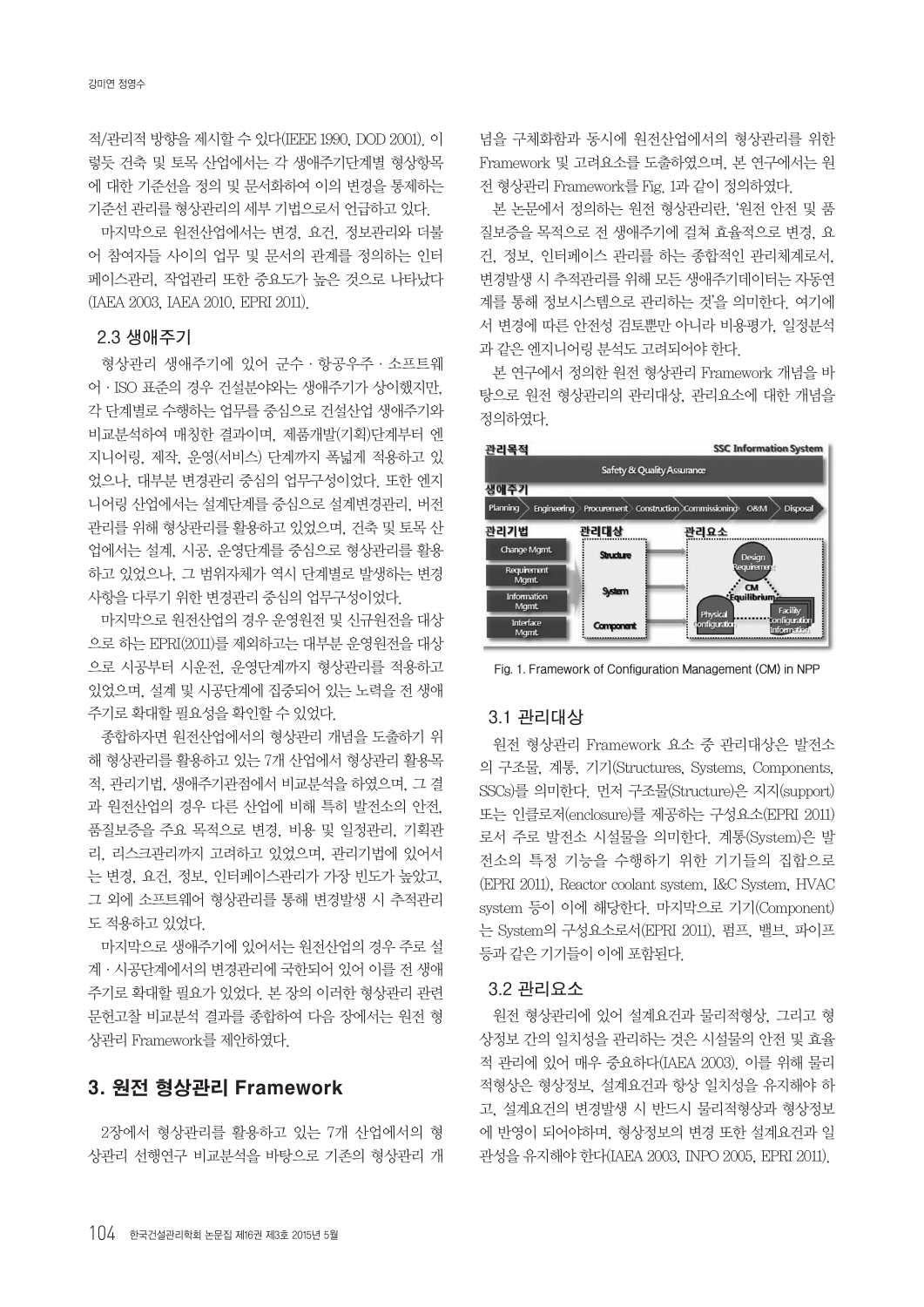적/관리적 방향을 제시할 수 있다(IEEE 1990, DOD 2001). 이렇듯 건축 및 토목 산업에서는 각 생애주기단계별 형상항목에 대한 기준선을 정의 및 문서화하여 이의 변경을 통제하는 기준선 관리를 형상관리의 세부 기법으로서 언급하고 있다.

마지막으로 원전산업에서는 변경, 요건, 정보관리와 더불어 참여자들 사이의 업무 및 문서의 관계를 정의하는 인터페이스관리, 작업관리 또한 중요도가 높은 것으로 나타났다(IAEA 2003, IAEA 2010, EPRI 2011).

### 2.3 생애주기

형상관리 생애주기에 있어 군수 · 항공우주 · 소프트웨어 · ISO 표준의 경우 건설분야와는 생애주기가 상이했지만, 각 단계별로 수행하는 업무를 중심으로 건설산업 생애주기와 비교분석하여 매칭한 결과이며, 제품개발(기획)단계부터 엔지니어링, 제작, 운영(서비스) 단계까지 폭넓게 적용하고 있었으나, 대부분 변경관리 중심의 업무구성이었다. 또한 엔지니어링 산업에서는 설계단계를 중심으로 설계변경관리, 버전관리를 위해 형상관리를 활용하고 있었으며, 건축 및 토목 산업에서는 설계, 시공, 운영단계를 중심으로 형상관리를 활용하고 있었으나, 그 범위자체가 역시 단계별로 발생하는 변경사항을 다루기 위한 변경관리 중심의 업무구성이었다.

마지막으로 원전산업의 경우 운영원전 및 신규원전을 대상으로 하는 EPRI(2011)를 제외하고는 대부분 운영원전을 대상으로 시공부터 시운전, 운영단계까지 형상관리를 적용하고 있었으며, 설계 및 시공단계에 집중되어 있는 노력을 전 생애주기로 확대할 필요성을 확인할 수 있었다.

종합하자면 원전산업에서의 형상관리 개념을 도출하기 위해 형상관리를 활용하고 있는 7개 산업에서 형상관리 활용목적, 관리기법, 생애주기관점에서 비교분석을 하였으며, 그 결과 원전산업의 경우 다른 산업에 비해 특히 발전소의 안전, 품질보증을 주요 목적으로 변경, 비용 및 일정관리, 기획관리, 리스크관리까지 고려하고 있었으며, 관리기법에 있어서는 변경, 요건, 정보, 인터페이스관리가 가장 빈도가 높았고, 그 외에 소프트웨어 형상관리를 통해 변경발생 시 추적관리도 적용하고 있었다.

마지막으로 생애주기에 있어서는 원전산업의 경우 주로 설계 · 시공단계에서의 변경관리에 국한되어 있어 이를 전 생애주기로 확대할 필요가 있었다. 본 장의 이러한 형상관리 관련 문헌고찰 비교분석 결과를 종합하여 다음 장에서는 원전 형상관리 Framework를 제안하였다.

## 3. 원전 형상관리 Framework

2장에서 형상관리를 활용하고 있는 7개 산업에서의 형상관리 선행연구 비교분석을 바탕으로 기존의 형상관리 개념을 구체화함과 동시에 원전산업에서의 형상관리를 위한 Framework 및 고려요소를 도출하였으며, 본 연구에서는 원전 형상관리 Framework를 Fig. 1과 같이 정의하였다.

본 논문에서 정의하는 원전 형상관리란, '원전 안전 및 품질보증을 목적으로 전 생애주기에 걸쳐 효율적으로 변경, 요건, 정보, 인터페이스 관리를 하는 종합적인 관리체계로서, 변경발생 시 추적관리를 위해 모든 생애주기데이터는 자동연계를 통해 정보시스템으로 관리하는 것'을 의미한다. 여기에서 변경에 따른 안전성 검토뿐만 아니라 비용평가, 일정분석과 같은 엔지니어링 분석도 고려되어야 한다.

본 연구에서 정의한 원전 형상관리 Framework 개념을 바탕으로 원전 형상관리의 관리대상, 관리요소에 대한 개념을 정의하였다.

Fig. 1. Framework of Configuration Management (CM) in NPP

### 3.1 관리대상

원전 형상관리 Framework 요소 중 관리대상은 발전소의 구조물, 계통, 기기(Structures, Systems, Components, SSCs)를 의미한다. 먼저 구조물(Structure)은 지지(support) 또는 인클로저(enclosure)를 제공하는 구성요소(EPRI 2011)로서 주로 발전소 시설물을 의미한다. 계통(System)은 발전소의 특정 기능을 수행하기 위한 기기들의 집합으로(EPRI 2011), Reactor coolant system, I&C System, HVAC system 등이 이에 해당한다. 마지막으로 기기(Component)는 System의 구성요소로서(EPRI 2011), 펌프, 밸브, 파이프 등과 같은 기기들이 이에 포함된다.

### 3.2 관리요소

원전 형상관리에 있어 설계요건과 물리적형상, 그리고 형상정보 간의 일치성을 관리하는 것은 시설물의 안전 및 효율적 관리에 있어 매우 중요하다(IAEA 2003). 이를 위해 물리적형상은 형상정보, 설계요건과 항상 일치성을 유지해야 하고, 설계요건의 변경발생 시 반드시 물리적형상과 형상정보에 반영이 되어야하며, 형상정보의 변경 또한 설계요건과 일관성을 유지해야 한다(IAEA 2003, INPO 2005, EPRI 2011).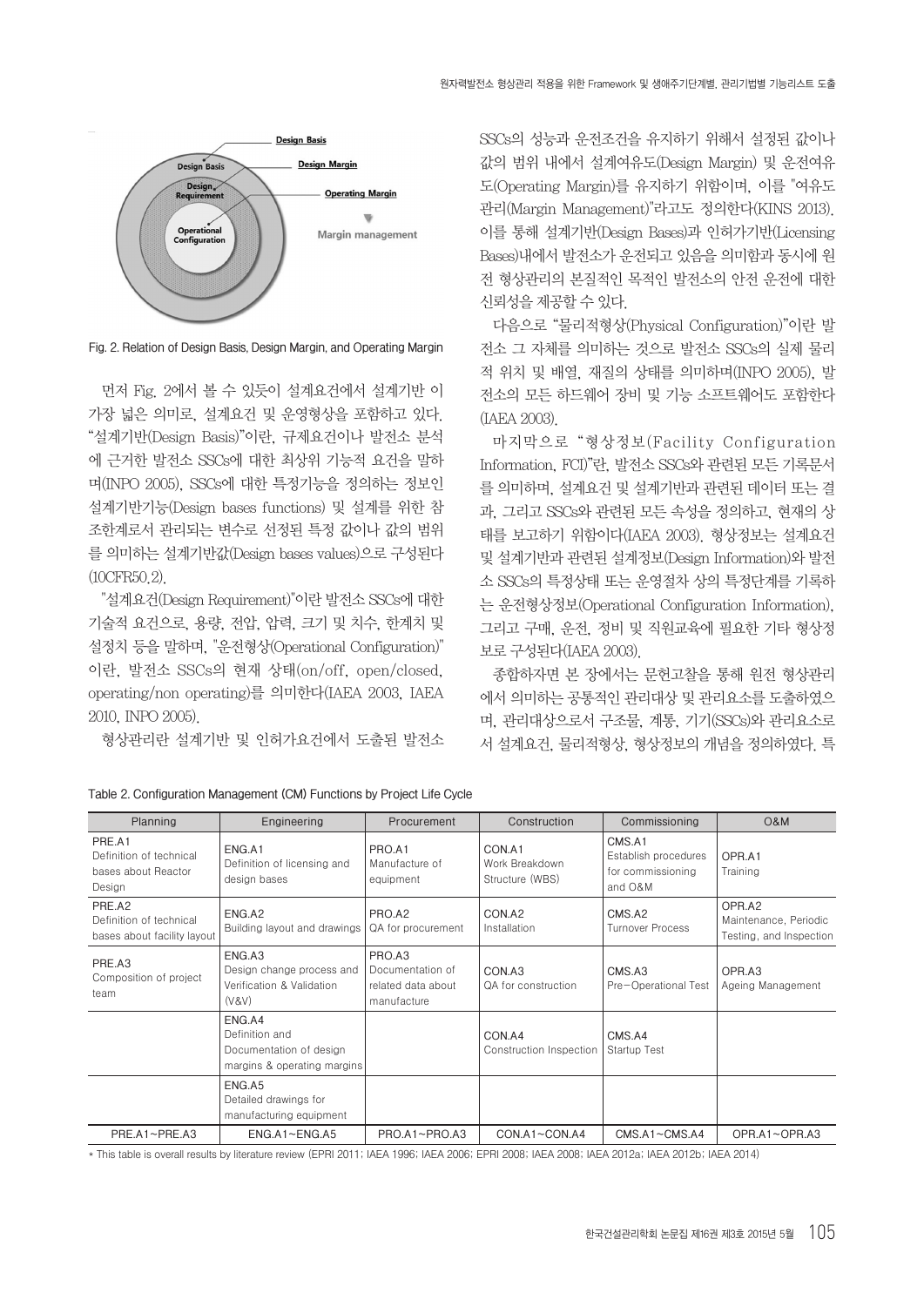Fig. 2. Relation of Design Basis, Design Margin, and Operating Margin

먼저 Fig. 2에서 볼 수 있듯이 설계요건에서 설계기반 이 가장 넓은 의미로, 설계요건 및 운영형상을 포함하고 있다. "설계기반(Design Basis)"이란, 규제요건이나 발전소 분석에 근거한 발전소 SSCs에 대한 최상위 기능적 요건을 말하며(INPO 2005), SSCs에 대한 특정기능을 정의하는 정보인 설계기반기능(Design bases functions) 및 설계를 위한 참조한계로서 관리되는 변수로 선정된 특정 값이나 값의 범위를 의미하는 설계기반값(Design bases values)으로 구성된다(10CFR50.2).

"설계요건(Design Requirement)"이란 발전소 SSCs에 대한 기술적 요건으로, 용량, 전압, 압력, 크기 및 치수, 한계치 및 설정치 등을 말하며, "운전형상(Operational Configuration)"이란, 발전소 SSCs의 현재 상태(on/off, open/closed, operating/non operating)를 의미한다(IAEA 2003, IAEA 2010, INPO 2005).

형상관리란 설계기반 및 인허가요건에서 도출된 발전소 SSCs의 성능과 운전조건을 유지하기 위해서 설정된 값이나 값의 범위 내에서 설계여유도(Design Margin) 및 운전여유도(Operating Margin)를 유지하기 위함이며, 이를 "여유도 관리(Margin Management)"라고도 정의한다(KINS 2013). 이를 통해 설계기반(Design Bases)과 인허가기반(Licensing Bases)내에서 발전소가 운전되고 있음을 의미함과 동시에 원전 형상관리의 본질적인 목적인 발전소의 안전 운전에 대한 신뢰성을 제공할 수 있다.

다음으로 "물리적형상(Physical Configuration)"이란 발전소 그 자체를 의미하는 것으로 발전소 SSCs의 실제 물리적 위치 및 배열, 재질의 상태를 의미하며(INPO 2005), 발전소의 모든 하드웨어 장비 및 기능 소프트웨어도 포함한다(IAEA 2003).

마지막으로 "형상정보(Facility Configuration Information, FCI)"란, 발전소 SSCs와 관련된 모든 기록문서를 의미하며, 설계요건 및 설계기반과 관련된 데이터 또는 결과, 그리고 SSCs와 관련된 모든 속성을 정의하고, 현재의 상태를 보고하기 위함이다(IAEA 2003). 형상정보는 설계요건 및 설계기반과 관련된 설계정보(Design Information)와 발전소 SSCs의 특정상태 또는 운영절차 상의 특정단계를 기록하는 운전형상정보(Operational Configuration Information), 그리고 구매, 운전, 정비 및 직원교육에 필요한 기타 형상정보로 구성된다(IAEA 2003).

종합하자면 본 장에서는 문헌고찰을 통해 원전 형상관리에서 의미하는 공통적인 관리대상 및 관리요소를 도출하였으며, 관리대상으로서 구조물, 계통, 기기(SSCs)와 관리요소로서 설계요건, 물리적형상, 형상정보의 개념을 정의하였다. 특

Table 2. Configuration Management (CM) Functions by Project Life Cycle

| Planning | Engineering | Procurement | Construction | Commissioning | O&M |
|---|---|---|---|---|---|
| PRE.A1<br>Definition of technical bases about Reactor Design | ENG.A1<br>Definition of licensing and design bases | PRO.A1<br>Manufacture of equipment | CON.A1<br>Work Breakdown Structure (WBS) | CMS.A1<br>Establish procedures for commissioning and O&M | OPR.A1<br>Training |
| PRE.A2<br>Definition of technical bases about facility layout | ENG.A2<br>Building layout and drawings | PRO.A2<br>QA for procurement | CON.A2<br>Installation | CMS.A2<br>Turnover Process | OPR.A2<br>Maintenance, Periodic Testing, and Inspection |
| PRE.A3<br>Composition of project team | ENG.A3<br>Design change process and Verification & Validation (V&V) | PRO.A3<br>Documentation of related data about manufacture | CON.A3<br>QA for construction | CMS.A3<br>Pre-Operational Test | OPR.A3<br>Ageing Management |
| | ENG.A4<br>Definition and Documentation of design margins & operating margins | | CON.A4<br>Construction Inspection | CMS.A4<br>Startup Test | |
| | ENG.A5<br>Detailed drawings for manufacturing equipment | | | | |
| PRE.A1~PRE.A3 | ENG.A1~ENG.A5 | PRO.A1~PRO.A3 | CON.A1~CON.A4 | CMS.A1~CMS.A4 | OPR.A1~OPR.A3 |

* This table is overall results by literature review (EPRI 2011; IAEA 1996; IAEA 2006; EPRI 2008; IAEA 2008; IAEA 2012a; IAEA 2012b; IAEA 2014)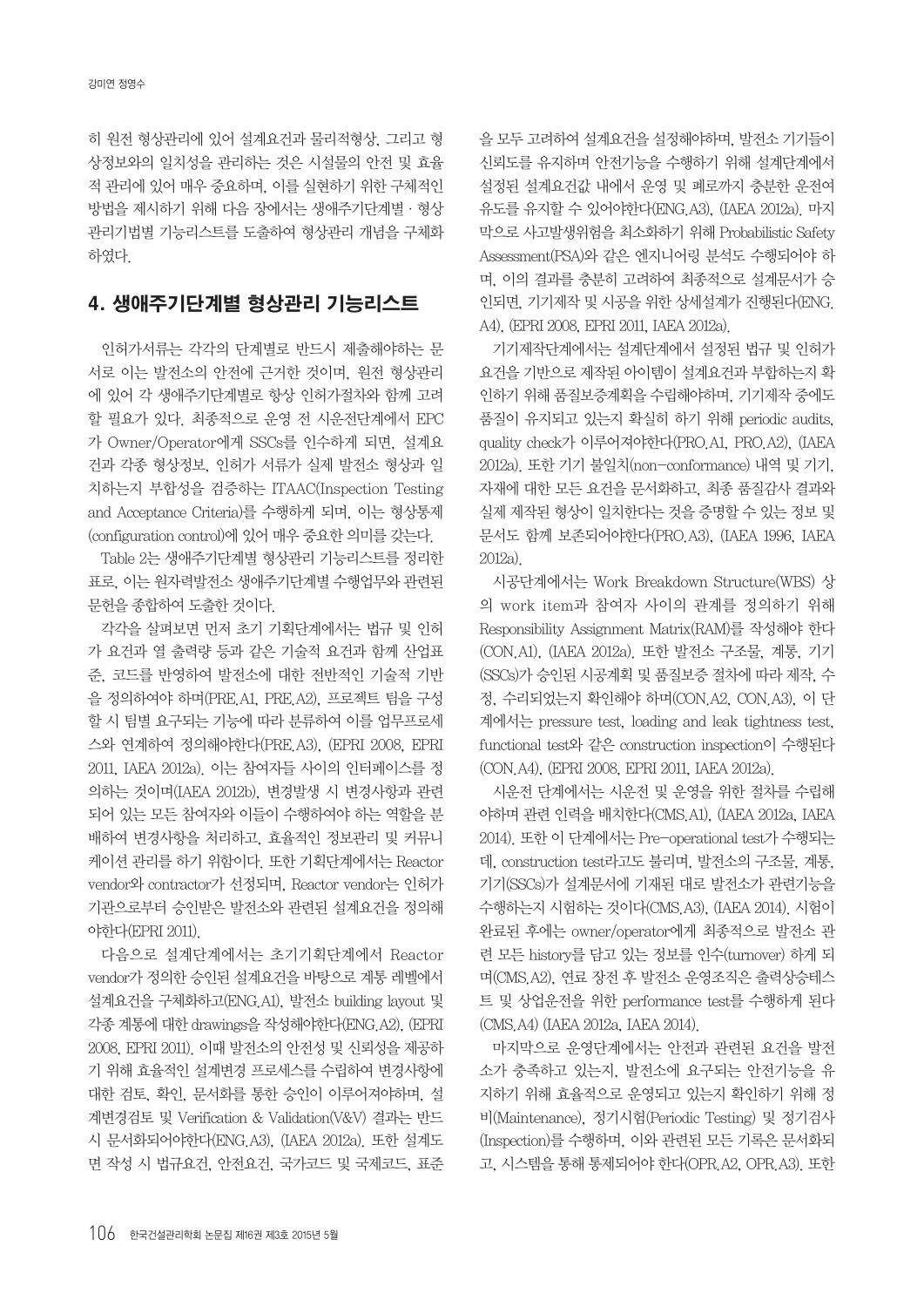히 원전 형상관리에 있어 설계요건과 물리적형상, 그리고 형상정보와의 일치성을 관리하는 것은 시설물의 안전 및 효율적 관리에 있어 매우 중요하며, 이를 실현하기 위한 구체적인 방법을 제시하기 위해 다음 장에서는 생애주기단계별 · 형상관리기법별 기능리스트를 도출하여 형상관리 개념을 구체화하였다.

## 4. 생애주기단계별 형상관리 기능리스트

인허가서류는 각각의 단계별로 반드시 제출해야하는 문서로 이는 발전소의 안전에 근거한 것이며, 원전 형상관리에 있어 각 생애주기단계별로 항상 인허가절차와 함께 고려할 필요가 있다. 최종적으로 운영 전 시운전단계에서 EPC가 Owner/Operator에게 SSCs를 인수하게 되면, 설계요건과 각종 형상정보, 인허가 서류가 실제 발전소 형상과 일치하는지 부합성을 검증하는 ITAAC(Inspection Testing and Acceptance Criteria)를 수행하게 되며, 이는 형상통제(configuration control)에 있어 매우 중요한 의미를 갖는다.

Table 2는 생애주기단계별 형상관리 기능리스트를 정리한 표로, 이는 원자력발전소 생애주기단계별 수행업무와 관련된 문헌을 종합하여 도출한 것이다.

각각을 살펴보면 먼저 초기 기획단계에서는 법규 및 인허가 요건과 열 출력량 등과 같은 기술적 요건과 함께 산업표준, 코드를 반영하여 발전소에 대한 전반적인 기술적 기반을 정의하여야 하며(PRE.A1, PRE.A2), 프로젝트 팀을 구성할 시 팀별 요구되는 기능에 따라 분류하여 이를 업무프로세스와 연계하여 정의해야한다(PRE.A3), (EPRI 2008, EPRI 2011, IAEA 2012a). 이는 참여자들 사이의 인터페이스를 정의하는 것이며(IAEA 2012b), 변경발생 시 변경사항과 관련되어 있는 모든 참여자와 이들이 수행하여야 하는 역할을 분배하여 변경사항을 처리하고, 효율적인 정보관리 및 커뮤니케이션 관리를 하기 위함이다. 또한 기획단계에서는 Reactor vendor와 contractor가 선정되며, Reactor vendor는 인허가기관으로부터 승인받은 발전소와 관련된 설계요건을 정의해야한다(EPRI 2011).

다음으로 설계단계에서는 초기기획단계에서 Reactor vendor가 정의한 승인된 설계요건을 바탕으로 계통 레벨에서 설계요건을 구체화하고(ENG.A1), 발전소 building layout 및 각종 계통에 대한 drawings을 작성해야한다(ENG.A2), (EPRI 2008, EPRI 2011). 이때 발전소의 안전성 및 신뢰성을 제공하기 위해 효율적인 설계변경 프로세스를 수립하여 변경사항에 대한 검토, 확인, 문서화를 통한 승인이 이루어져야하며, 설계변경검토 및 Verification & Validation(V&V) 결과는 반드시 문서화되어야한다(ENG.A3), (IAEA 2012a). 또한 설계도면 작성 시 법규요건, 안전요건, 국가코드 및 국제코드, 표준을 모두 고려하여 설계요건을 설정해야하며, 발전소 기기들이 신뢰도를 유지하며 안전기능을 수행하기 위해 설계단계에서 설정된 설계요건값 내에서 운영 및 폐로까지 충분한 운전여유도를 유지할 수 있어야한다(ENG.A3), (IAEA 2012a). 마지막으로 사고발생위험을 최소화하기 위해 Probabilistic Safety Assessment(PSA)와 같은 엔지니어링 분석도 수행되어야 하며, 이의 결과를 충분히 고려하여 최종적으로 설계문서가 승인되면, 기기제작 및 시공을 위한 상세설계가 진행된다(ENG.A4), (EPRI 2008, EPRI 2011, IAEA 2012a).

기기제작단계에서는 설계단계에서 설정된 법규 및 인허가 요건을 기반으로 제작된 아이템이 설계요건과 부합하는지 확인하기 위해 품질보증계획을 수립해야하며, 기기제작 중에도 품질이 유지되고 있는지 확실히 하기 위해 periodic audits, quality check가 이루어져야한다(PRO.A1, PRO.A2), (IAEA 2012a). 또한 기기 불일치(non-conformance) 내역 및 기기, 자재에 대한 모든 요건을 문서화하고, 최종 품질감사 결과와 실제 제작된 형상이 일치한다는 것을 증명할 수 있는 정보 및 문서도 함께 보존되어야한다(PRO.A3), (IAEA 1996, IAEA 2012a).

시공단계에서는 Work Breakdown Structure(WBS) 상의 work item과 참여자 사이의 관계를 정의하기 위해 Responsibility Assignment Matrix(RAM)를 작성해야 한다(CON.A1), (IAEA 2012a). 또한 발전소 구조물, 계통, 기기(SSCs)가 승인된 시공계획 및 품질보증 절차에 따라 제작, 수정, 수리되었는지 확인해야 하며(CON.A2, CON.A3), 이 단계에서는 pressure test, loading and leak tightness test, functional test와 같은 construction inspection이 수행된다(CON.A4), (EPRI 2008, EPRI 2011, IAEA 2012a).

시운전 단계에서는 시운전 및 운영을 위한 절차를 수립해야하며 관련 인력을 배치한다(CMS.A1), (IAEA 2012a, IAEA 2014). 또한 이 단계에서는 Pre-operational test가 수행되는데, construction test라고도 불리며, 발전소의 구조물, 계통, 기기(SSCs)가 설계문서에 기재된 대로 발전소가 관련기능을 수행하는지 시험하는 것이다(CMS.A3), (IAEA 2014). 시험이 완료된 후에는 owner/operator에게 최종적으로 발전소 관련 모든 history를 담고 있는 정보를 인수(turnover) 하게 되며(CMS.A2), 연료 장전 후 발전소 운영조직은 출력상승테스트 및 상업운전을 위한 performance test를 수행하게 된다(CMS.A4) (IAEA 2012a, IAEA 2014).

마지막으로 운영단계에서는 안전과 관련된 요건을 발전소가 충족하고 있는지, 발전소에 요구되는 안전기능을 유지하기 위해 효율적으로 운영되고 있는지 확인하기 위해 정비(Maintenance), 정기시험(Periodic Testing) 및 정기검사(Inspection)를 수행하며, 이와 관련된 모든 기록은 문서화되고, 시스템을 통해 통제되어야 한다(OPR.A2, OPR.A3). 또한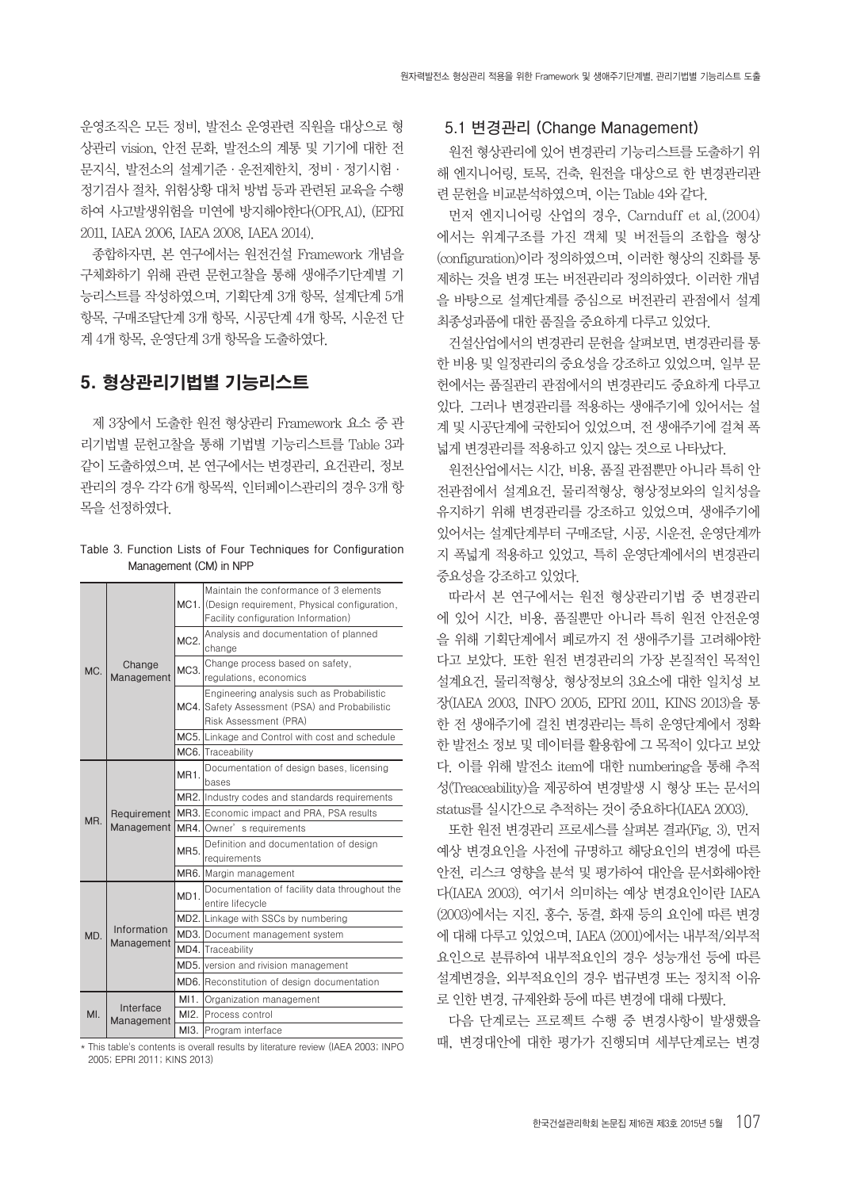운영조직은 모든 정비, 발전소 운영관련 직원을 대상으로 형상관리 vision, 안전 문화, 발전소의 계통 및 기기에 대한 전문지식, 발전소의 설계기준 · 운전제한치, 정비 · 정기시험 · 정기검사 절차, 위험상황 대처 방법 등과 관련된 교육을 수행하여 사고발생위험을 미연에 방지해야한다(OPR.A1), (EPRI 2011, IAEA 2006, IAEA 2008, IAEA 2014).

종합하자면, 본 연구에서는 원전건설 Framework 개념을 구체화하기 위해 관련 문헌고찰을 통해 생애주기단계별 기능리스트를 작성하였으며, 기획단계 3개 항목, 설계단계 5개 항목, 구매조달단계 3개 항목, 시공단계 4개 항목, 시운전 단계 4개 항목, 운영단계 3개 항목을 도출하였다.

## 5. 형상관리기법별 기능리스트

제 3장에서 도출한 원전 형상관리 Framework 요소 중 관리기법별 문헌고찰을 통해 기법별 기능리스트를 Table 3과 같이 도출하였으며, 본 연구에서는 변경관리, 요건관리, 정보관리의 경우 각각 6개 항목씩, 인터페이스관리의 경우 3개 항목을 선정하였다.

Table 3. Function Lists of Four Techniques for Configuration Management (CM) in NPP

| | | | |
|---|---|---|---|
| MC. | Change Management | MC1. | Maintain the conformance of 3 elements (Design requirement, Physical configuration, Facility configuration Information) |
| | | MC2. | Analysis and documentation of planned change |
| | | MC3. | Change process based on safety, regulations, economics |
| | | MC4. | Engineering analysis such as Probabilistic Safety Assessment (PSA) and Probabilistic Risk Assessment (PRA) |
| | | MC5. | Linkage and Control with cost and schedule |
| | | MC6. | Traceability |
| MR. | Requirement Management | MR1. | Documentation of design bases, licensing bases |
| | | MR2. | Industry codes and standards requirements |
| | | MR3. | Economic impact and PRA, PSA results |
| | | MR4. | Owner's requirements |
| | | MR5. | Definition and documentation of design requirements |
| | | MR6. | Margin management |
| MD. | Information Management | MD1. | Documentation of facility data throughout the entire lifecycle |
| | | MD2. | Linkage with SSCs by numbering |
| | | MD3. | Document management system |
| | | MD4. | Traceability |
| | | MD5. | version and rivision management |
| | | MD6. | Reconstitution of design documentation |
| MI. | Interface Management | MI1. | Organization management |
| | | MI2. | Process control |
| | | MI3. | Program interface |

* This table's contents is overall results by literature review (IAEA 2003; INPO 2005; EPRI 2011; KINS 2013)

### 5.1 변경관리 (Change Management)

원전 형상관리에 있어 변경관리 기능리스트를 도출하기 위해 엔지니어링, 토목, 건축, 원전을 대상으로 한 변경관리관련 문헌을 비교분석하였으며, 이는 Table 4와 같다.

먼저 엔지니어링 산업의 경우, Carnduff et al.(2004)에서는 위계구조를 가진 객체 및 버전들의 조합을 형상(configuration)이라 정의하였으며, 이러한 형상의 진화를 통제하는 것을 변경 또는 버전관리라 정의하였다. 이러한 개념을 바탕으로 설계단계를 중심으로 버전관리 관점에서 설계 최종성과품에 대한 품질을 중요하게 다루고 있었다.

건설산업에서의 변경관리 문헌을 살펴보면, 변경관리를 통한 비용 및 일정관리의 중요성을 강조하고 있었으며, 일부 문헌에서는 품질관리 관점에서의 변경관리도 중요하게 다루고 있다. 그러나 변경관리를 적용하는 생애주기에 있어서는 설계 및 시공단계에 국한되어 있었으며, 전 생애주기에 걸쳐 폭넓게 변경관리를 적용하고 있지 않는 것으로 나타났다.

원전산업에서는 시간, 비용, 품질 관점뿐만 아니라 특히 안전관점에서 설계요건, 물리적형상, 형상정보와의 일치성을 유지하기 위해 변경관리를 강조하고 있었으며, 생애주기에 있어서는 설계단계부터 구매조달, 시공, 시운전, 운영단계까지 폭넓게 적용하고 있었고, 특히 운영단계에서의 변경관리 중요성을 강조하고 있었다.

따라서 본 연구에서는 원전 형상관리기법 중 변경관리에 있어 시간, 비용, 품질뿐만 아니라 특히 원전 안전운영을 위해 기획단계에서 폐로까지 전 생애주기를 고려해야한다고 보았다. 또한 원전 변경관리의 가장 본질적인 목적인 설계요건, 물리적형상, 형상정보의 3요소에 대한 일치성 보장(IAEA 2003, INPO 2005, EPRI 2011, KINS 2013)을 통한 전 생애주기에 걸친 변경관리는 특히 운영단계에서 정확한 발전소 정보 및 데이터를 활용함에 그 목적이 있다고 보았다. 이를 위해 발전소 item에 대한 numbering을 통해 추적성(Treaceability)을 제공하여 변경발생 시 형상 또는 문서의 status를 실시간으로 추적하는 것이 중요하다(IAEA 2003).

또한 원전 변경관리 프로세스를 살펴본 결과(Fig. 3), 먼저 예상 변경요인을 사전에 규명하고 해당요인의 변경에 따른 안전, 리스크 영향을 분석 및 평가하여 대안을 문서화해야한다(IAEA 2003). 여기서 의미하는 예상 변경요인이란 IAEA (2003)에서는 지진, 홍수, 동결, 화재 등의 요인에 따른 변경에 대해 다루고 있었으며, IAEA (2001)에서는 내부적/외부적 요인으로 분류하여 내부적요인의 경우 성능개선 등에 따른 설계변경을, 외부적요인의 경우 법규변경 또는 정치적 이유로 인한 변경, 규제완화 등에 따른 변경에 대해 다뤘다.

다음 단계로는 프로젝트 수행 중 변경사항이 발생했을 때, 변경대안에 대한 평가가 진행되며 세부단계로는 변경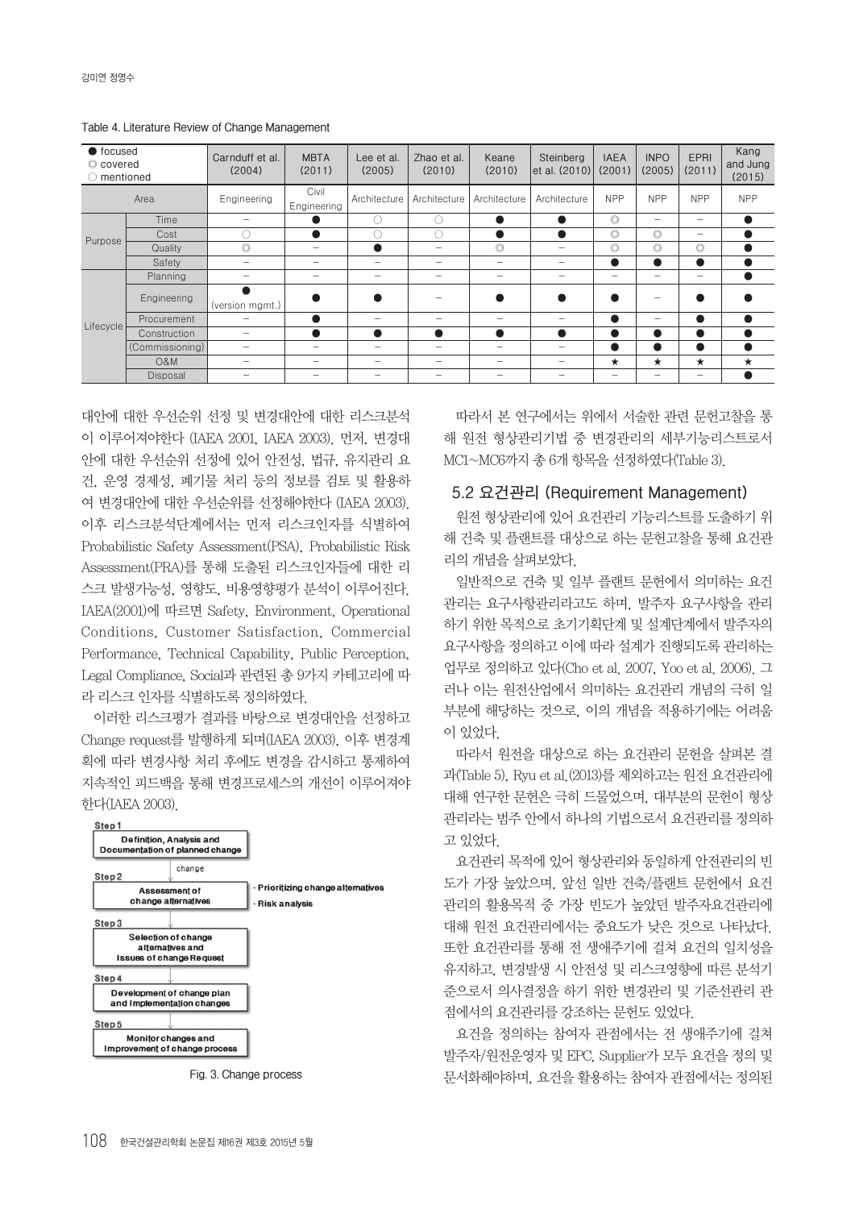Table 4. Literature Review of Change Management

| ● focused<br>◎ covered<br>○ mentioned | | Carnduff et al. (2004) | MBTA (2011) | Lee et al. (2005) | Zhao et al. (2010) | Keane (2010) | Steinberg et al. (2010) | IAEA (2001) | INPO (2005) | EPRI (2011) | Kang and Jung (2015) |
|---|---|---|---|---|---|---|---|---|---|---|---|
| Area | | Engineering | Civil Engineering | Architecture | Architecture | Architecture | Architecture | NPP | NPP | NPP | NPP |
| Purpose | Time | – | ● | ○ | ○ | ● | ● | ◎ | – | – | ● |
| | Cost | ○ | ● | ○ | ○ | ● | ● | ◎ | ◎ | – | ● |
| | Quality | ◎ | – | ● | – | ◎ | – | ◎ | ◎ | ◎ | ● |
| | Safety | – | – | – | – | – | – | ● | ● | ● | ● |
| Lifecycle | Planning | – | – | – | – | – | – | – | – | – | ● |
| | Engineering | ● (version mgmt.) | ● | ● | – | ● | ● | ● | – | ● | ● |
| | Procurement | – | ● | – | – | – | – | ● | – | ● | ● |
| | Construction | – | ● | ● | ● | ● | ● | ● | ● | ● | ● |
| | (Commissioning) | – | – | – | – | – | – | ● | ● | ● | ● |
| | O&M | – | – | – | – | – | – | ★ | ★ | ★ | ★ |
| | Disposal | – | – | – | – | – | – | – | – | – | ● |

대안에 대한 우선순위 선정 및 변경대안에 대한 리스크분석이 이루어져야한다 (IAEA 2001, IAEA 2003). 먼저, 변경대안에 대한 우선순위 선정에 있어 안전성, 법규, 유지관리 요건, 운영 경제성, 폐기물 처리 등의 정보를 검토 및 활용하여 변경대안에 대한 우선순위를 선정해야한다 (IAEA 2003). 이후 리스크분석단계에서는 먼저 리스크인자를 식별하여 Probabilistic Safety Assessment(PSA), Probabilistic Risk Assessment(PRA)를 통해 도출된 리스크인자들에 대한 리스크 발생가능성, 영향도, 비용영향평가 분석이 이루어진다. IAEA(2001)에 따르면 Safety, Environment, Operational Conditions, Customer Satisfaction, Commercial Performance, Technical Capability, Public Perception, Legal Compliance, Social과 관련된 총 9가지 카테고리에 따라 리스크 인자를 식별하도록 정의하였다.

이러한 리스크평가 결과를 바탕으로 변경대안을 선정하고 Change request를 발행하게 되며(IAEA 2003), 이후 변경계획에 따라 변경사항 처리 후에도 변경을 감시하고 통제하여 지속적인 피드백을 통해 변경프로세스의 개선이 이루어져야 한다(IAEA 2003).

Step 1: Definition, Analysis and Documentation of planned change
(change)
Step 2: Assessment of change alternatives
- Prioritizing change alternatives
- Risk analysis
Step 3: Selection of change alternatives and Issues of change Request
Step 4: Development of change plan and Implementation changes
Step 5: Monitor changes and Improvement of change process

Fig. 3. Change process

따라서 본 연구에서는 위에서 서술한 관련 문헌고찰을 통해 원전 형상관리기법 중 변경관리의 세부기능리스트로서 MC1~MC6까지 총 6개 항목을 선정하였다(Table 3).

## 5.2 요건관리 (Requirement Management)

원전 형상관리에 있어 요건관리 기능리스트를 도출하기 위해 건축 및 플랜트를 대상으로 하는 문헌고찰을 통해 요건관리의 개념을 살펴보았다.

일반적으로 건축 및 일부 플랜트 문헌에서 의미하는 요건관리는 요구사항관리라고도 하며, 발주자 요구사항을 관리하기 위한 목적으로 초기기획단계 및 설계단계에서 발주자의 요구사항을 정의하고 이에 따라 설계가 진행되도록 관리하는 업무로 정의하고 있다(Cho et al. 2007, Yoo et al. 2006). 그러나 이는 원전산업에서 의미하는 요건관리 개념의 극히 일부분에 해당하는 것으로, 이의 개념을 적용하기에는 어려움이 있었다.

따라서 원전을 대상으로 하는 요건관리 문헌을 살펴본 결과(Table 5), Ryu et al.(2013)를 제외하고는 원전 요건관리에 대해 연구한 문헌은 극히 드물었으며, 대부분의 문헌이 형상관리라는 범주 안에서 하나의 기법으로서 요건관리를 정의하고 있었다.

요건관리 목적에 있어 형상관리와 동일하게 안전관리의 빈도가 가장 높았으며, 앞선 일반 건축/플랜트 문헌에서 요건관리의 활용목적 중 가장 빈도가 높았던 발주자요건관리에 대해 원전 요건관리에서는 중요도가 낮은 것으로 나타났다. 또한 요건관리를 통해 전 생애주기에 걸쳐 요건의 일치성을 유지하고, 변경발생 시 안전성 및 리스크영향에 따른 분석기준으로서 의사결정을 하기 위한 변경관리 및 기준선관리 관점에서의 요건관리를 강조하는 문헌도 있었다.

요건을 정의하는 참여자 관점에서는 전 생애주기에 걸쳐 발주자/원전운영자 및 EPC, Supplier가 모두 요건을 정의 및 문서화해야하며, 요건을 활용하는 참여자 관점에서는 정의된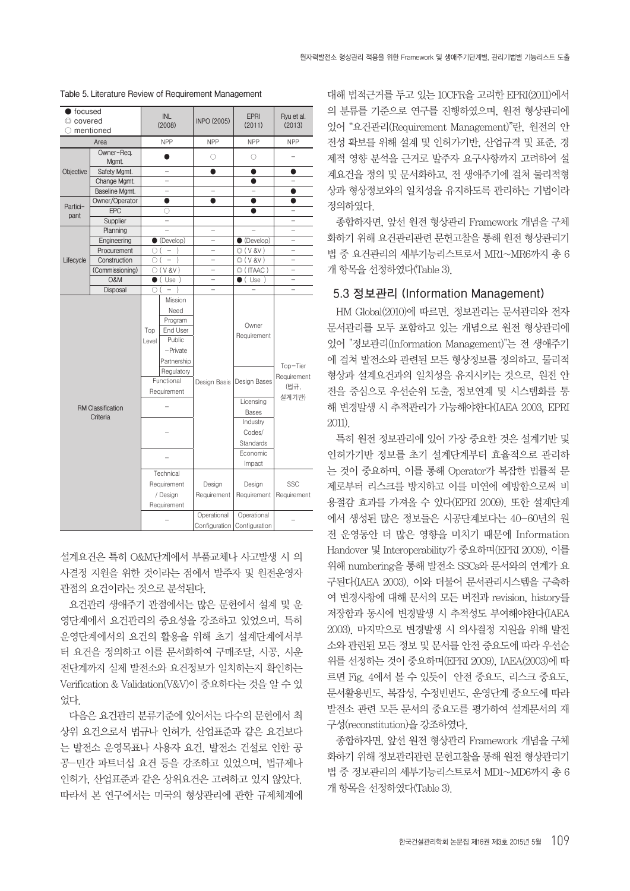Table 5. Literature Review of Requirement Management

| ● focused ◎ covered ○ mentioned | | INL (2008) | | INPO (2005) | EPRI (2011) | Ryu et al. (2013) |
|---|---|---|---|---|---|---|
| Area | | NPP | | NPP | NPP | NPP |
| Objective | Owner-Req. Mgmt. | ● | | ○ | ○ | – |
| | Safety Mgmt. | – | | ● | ● | ● |
| | Change Mgmt. | – | | | ● | – |
| | Baseline Mgmt. | – | | – | – | ● |
| Partici-pant | Owner/Operator | ● | | ● | ● | ● |
| | EPC | ○ | | | ● | – |
| | Supplier | – | | | | |
| Lifecycle | Planning | – | | – | – | – |
| | Engineering | ● (Develop) | | – | ● (Develop) | – |
| | Procurement | ○ ( – ) | | – | ◎ ( V &V ) | – |
| | Construction | ○ ( – ) | | – | ◎ ( V &V ) | – |
| | (Commissioning) | ○ ( V &V ) | | – | ◎ ( ITAAC ) | – |
| | O&M | ● ( Use ) | | – | ● ( Use ) | – |
| | Disposal | ○ ( – ) | | – | – | – |
| RM Classification Criteria | | Top Level | Mission | Design Basis | Owner Requirement | Top-Tier Requirement (법규, 설계기반) |
| | | | Need | | | |
| | | | Program | | | |
| | | | End User | | | |
| | | | Public –Private Partnership | | | |
| | | | Regulatory | | | |
| | | Functional Requirement | | | Design Bases | |
| | | – | | | Licensing Bases | |
| | | – | | | Industry Codes/ Standards | |
| | | – | | | Economic Impact | |
| | | Technical Requirement / Design Requirement | | Design Requirement | Design Requirement | SSC Requirement |
| | | – | | Operational Configuration | Operational Configuration | – |

설계요건은 특히 O&M단계에서 부품교체나 사고발생 시 의사결정 지원을 위한 것이라는 점에서 발주자 및 원전운영자 관점의 요건이라는 것으로 분석된다.

요건관리 생애주기 관점에서는 많은 문헌에서 설계 및 운영단계에서 요건관리의 중요성을 강조하고 있었으며, 특히 운영단계에서의 요건의 활용을 위해 초기 설계단계에서부터 요건을 정의하고 이를 문서화하여 구매조달, 시공, 시운전단계까지 실제 발전소와 요건정보가 일치하는지 확인하는 Verification & Validation(V&V)이 중요하다는 것을 알 수 있었다.

다음은 요건관리 분류기준에 있어서는 다수의 문헌에서 최상위 요건으로서 법규나 인허가, 산업표준과 같은 요건보다는 발전소 운영목표나 사용자 요건, 발전소 건설로 인한 공공–민간 파트너십 요건 등을 강조하고 있었으며, 법규제나 인허가, 산업표준과 같은 상위요건은 고려하고 있지 않았다. 따라서 본 연구에서는 미국의 형상관리에 관한 규제체계에 대해 법적근거를 두고 있는 10CFR을 고려한 EPRI(2011)에서의 분류를 기준으로 연구를 진행하였으며, 원전 형상관리에 있어 "요건관리(Requirement Management)"란, 원전의 안전성 확보를 위해 설계 및 인허가기반, 산업규격 및 표준, 경제적 영향 분석을 근거로 발주자 요구사항까지 고려하여 설계요건을 정의 및 문서화하고, 전 생애주기에 걸쳐 물리적형상과 형상정보와의 일치성을 유지하도록 관리하는 기법이라 정의하였다.

종합하자면, 앞선 원전 형상관리 Framework 개념을 구체화하기 위해 요건관리관련 문헌고찰을 통해 원전 형상관리기법 중 요건관리의 세부기능리스트로서 MR1~MR6까지 총 6개 항목을 선정하였다(Table 3).

## 5.3 정보관리 (Information Management)

HM Global(2010)에 따르면, 정보관리는 문서관리와 전자문서관리를 모두 포함하고 있는 개념으로 원전 형상관리에 있어 "정보관리(Information Management)"는 전 생애주기에 걸쳐 발전소와 관련된 모든 형상정보를 정의하고, 물리적 형상과 설계요건과의 일치성을 유지시키는 것으로, 원전 안전을 중심으로 우선순위 도출, 정보연계 및 시스템화를 통해 변경발생 시 추적관리가 가능해야한다(IAEA 2003, EPRI 2011).

특히 원전 정보관리에 있어 가장 중요한 것은 설계기반 및 인허가기반 정보를 초기 설계단계부터 효율적으로 관리하는 것이 중요하며, 이를 통해 Operator가 복잡한 법률적 문제로부터 리스크를 방지하고 이를 미연에 예방함으로써 비용절감 효과를 가져올 수 있다(EPRI 2009). 또한 설계단계에서 생성된 많은 정보들은 시공단계보다는 40–60년의 원전 운영동안 더 많은 영향을 미치기 때문에 Information Handover 및 Interoperability가 중요하며(EPRI 2009), 이를 위해 numbering을 통해 발전소 SSCs와 문서와의 연계가 요구된다(IAEA 2003). 이와 더불어 문서관리시스템을 구축하여 변경사항에 대해 문서의 모든 버전과 revision, history를 저장함과 동시에 변경발생 시 추적성도 부여해야한다(IAEA 2003). 마지막으로 변경발생 시 의사결정 지원을 위해 발전소와 관련된 모든 정보 및 문서를 안전 중요도에 따라 우선순위를 선정하는 것이 중요하며(EPRI 2009), IAEA(2003)에 따르면 Fig. 4에서 볼 수 있듯이 안전 중요도, 리스크 중요도, 문서활용빈도, 복잡성, 수정빈번도, 운영단계 중요도에 따라 발전소 관련 모든 문서의 중요도를 평가하여 설계문서의 재구성(reconstitution)을 강조하였다.

종합하자면, 앞선 원전 형상관리 Framework 개념을 구체화하기 위해 정보관리관련 문헌고찰을 통해 원전 형상관리기법 중 정보관리의 세부기능리스트로서 MD1~MD6까지 총 6개 항목을 선정하였다(Table 3).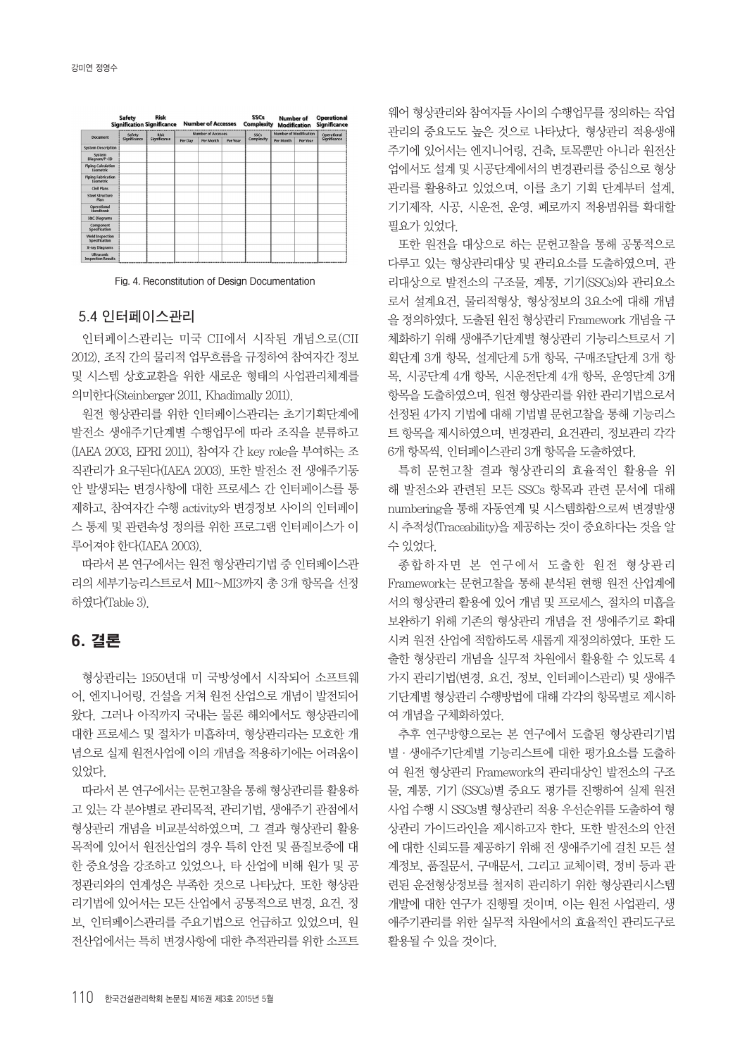| Document | Safety Significance | Risk Significance | Number of Accesses | | | SSCs Complexity | Number of Modification | | Operational Significance |
|---|---|---|---|---|---|---|---|---|---|
| | | | Per Day | Per Month | Per Year | | Per Month | Per Year | |
| System Description | | | | | | | | | |
| System Diagram/P-ID | | | | | | | | | |
| Piping Calculation Isometric | | | | | | | | | |
| Piping Fabrication Isometric | | | | | | | | | |
| Civil Plans | | | | | | | | | |
| Steel Structure Plan | | | | | | | | | |
| Operational Handbook | | | | | | | | | |
| I&C Diagrams | | | | | | | | | |
| Component Specification | | | | | | | | | |
| Weld Inspection Specification | | | | | | | | | |
| X-ray Diagrams | | | | | | | | | |
| Ultrasonic Inspection Results | | | | | | | | | |

Fig. 4. Reconstitution of Design Documentation

### 5.4 인터페이스관리

인터페이스관리는 미국 CII에서 시작된 개념으로(CII 2012), 조직 간의 물리적 업무흐름을 규정하여 참여자간 정보 및 시스템 상호교환을 위한 새로운 형태의 사업관리체계를 의미한다(Steinberger 2011, Khadimally 2011).

원전 형상관리를 위한 인터페이스관리는 초기기획단계에 발전소 생애주기단계별 수행업무에 따라 조직을 분류하고 (IAEA 2003, EPRI 2011), 참여자 간 key role을 부여하는 조직관리가 요구된다(IAEA 2003). 또한 발전소 전 생애주기동안 발생되는 변경사항에 대한 프로세스 간 인터페이스를 통제하고, 참여자간 수행 activity와 변경정보 사이의 인터페이스 통제 및 관련속성 정의를 위한 프로그램 인터페이스가 이루어져야 한다(IAEA 2003).

따라서 본 연구에서는 원전 형상관리기법 중 인터페이스관리의 세부기능리스트로서 MI1~MI3까지 총 3개 항목을 선정하였다(Table 3).

## 6. 결론

형상관리는 1950년대 미 국방성에서 시작되어 소프트웨어, 엔지니어링, 건설을 거쳐 원전 산업으로 개념이 발전되어 왔다. 그러나 아직까지 국내는 물론 해외에서도 형상관리에 대한 프로세스 및 절차가 미흡하며, 형상관리라는 모호한 개념으로 실제 원전사업에 이의 개념을 적용하기에는 어려움이 있었다.

따라서 본 연구에서는 문헌고찰을 통해 형상관리를 활용하고 있는 각 분야별로 관리목적, 관리기법, 생애주기 관점에서 형상관리 개념을 비교분석하였으며, 그 결과 형상관리 활용 목적에 있어서 원전산업의 경우 특히 안전 및 품질보증에 대한 중요성을 강조하고 있었으나, 타 산업에 비해 원가 및 공정관리와의 연계성은 부족한 것으로 나타났다. 또한 형상관리기법에 있어서는 모든 산업에서 공통적으로 변경, 요건, 정보, 인터페이스관리를 주요기법으로 언급하고 있었으며, 원전산업에서는 특히 변경사항에 대한 추적관리를 위한 소프트웨어 형상관리와 참여자들 사이의 수행업무를 정의하는 작업관리의 중요도도 높은 것으로 나타났다. 형상관리 적용생애주기에 있어서는 엔지니어링, 건축, 토목뿐만 아니라 원전산업에서도 설계 및 시공단계에서의 변경관리를 중심으로 형상관리를 활용하고 있었으며, 이를 초기 기획 단계부터 설계, 기기제작, 시공, 시운전, 운영, 폐로까지 적용범위를 확대할 필요가 있었다.

또한 원전을 대상으로 하는 문헌고찰을 통해 공통적으로 다루고 있는 형상관리대상 및 관리요소를 도출하였으며, 관리대상으로 발전소의 구조물, 계통, 기기(SSCs)와 관리요소로서 설계요건, 물리적형상, 형상정보의 3요소에 대해 개념을 정의하였다. 도출된 원전 형상관리 Framework 개념을 구체화하기 위해 생애주기단계별 형상관리 기능리스트로서 기획단계 3개 항목, 설계단계 5개 항목, 구매조달단계 3개 항목, 시공단계 4개 항목, 시운전단계 4개 항목, 운영단계 3개 항목을 도출하였으며, 원전 형상관리를 위한 관리기법으로서 선정된 4가지 기법에 대해 기법별 문헌고찰을 통해 기능리스트 항목을 제시하였으며, 변경관리, 요건관리, 정보관리 각각 6개 항목씩, 인터페이스관리 3개 항목을 도출하였다.

특히 문헌고찰 결과 형상관리의 효율적인 활용을 위해 발전소와 관련된 모든 SSCs 항목과 관련 문서에 대해 numbering을 통해 자동연계 및 시스템화함으로써 변경발생시 추적성(Traceability)을 제공하는 것이 중요하다는 것을 알 수 있었다.

종합하자면 본 연구에서 도출한 원전 형상관리 Framework는 문헌고찰을 통해 분석된 현행 원전 산업계에서의 형상관리 활용에 있어 개념 및 프로세스, 절차의 미흡을 보완하기 위해 기존의 형상관리 개념을 전 생애주기로 확대시켜 원전 산업에 적합하도록 새롭게 재정의하였다. 또한 도출한 형상관리 개념을 실무적 차원에서 활용할 수 있도록 4가지 관리기법(변경, 요건, 정보, 인터페이스관리) 및 생애주기단계별 형상관리 수행방법에 대해 각각의 항목별로 제시하여 개념을 구체화하였다.

추후 연구방향으로는 본 연구에서 도출된 형상관리기법별 · 생애주기단계별 기능리스트에 대한 평가요소를 도출하여 원전 형상관리 Framework의 관리대상인 발전소의 구조물, 계통, 기기 (SSCs)별 중요도 평가를 진행하여 실제 원전사업 수행 시 SSCs별 형상관리 적용 우선순위를 도출하여 형상관리 가이드라인을 제시하고자 한다. 또한 발전소의 안전에 대한 신뢰도를 제공하기 위해 전 생애주기에 걸친 모든 설계정보, 품질문서, 구매문서, 그리고 교체이력, 정비 등과 관련된 운전형상정보를 철저히 관리하기 위한 형상관리시스템 개발에 대한 연구가 진행될 것이며, 이는 원전 사업관리, 생애주기관리를 위한 실무적 차원에서의 효율적인 관리도구로 활용될 수 있을 것이다.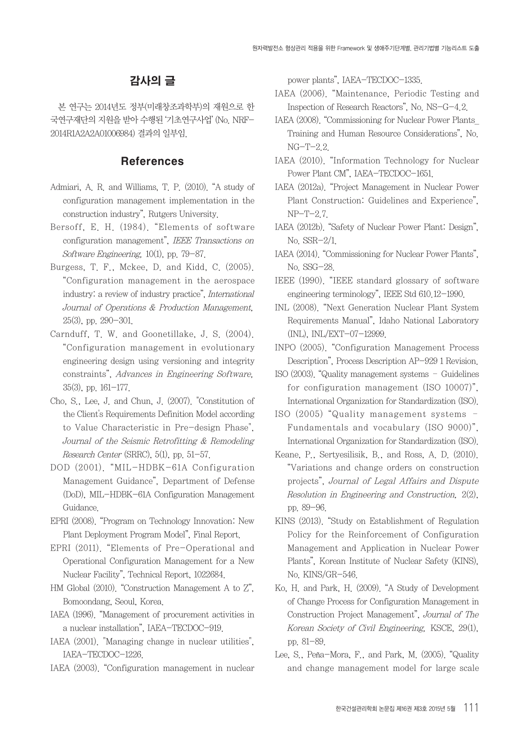## 감사의 글

본 연구는 2014년도 정부(미래창조과학부)의 재원으로 한국연구재단의 지원을 받아 수행된 '기초연구사업' (No. NRF-2014R1A2A2A01006984) 결과의 일부임.

## References

Admiari, A. R. and Williams, T. P. (2010). "A study of configuration management implementation in the construction industry", Rutgers University.

Bersoff, E. H. (1984). "Elements of software configuration management", *IEEE Transactions on Software Engineering*, 10(1), pp. 79-87.

Burgess, T. F., Mckee, D. and Kidd, C. (2005). "Configuration management in the aerospace industry: a review of industry practice", *International Journal of Operations & Production Management*, 25(3), pp. 290-301.

Carnduff, T. W. and Goonetillake, J. S. (2004). "Configuration management in evolutionary engineering design using versioning and integrity constraints", *Advances in Engineering Software*, 35(3), pp. 161-177.

Cho, S., Lee, J. and Chun, J. (2007). "Constitution of the Client's Requirements Definition Model according to Value Characteristic in Pre-design Phase", *Journal of the Seismic Retrofitting & Remodeling Research Center* (SRRC), 5(1), pp. 51-57.

DOD (2001). "MIL-HDBK-61A Configuration Management Guidance", Department of Defense (DoD), MIL-HDBK-61A Configuration Management Guidance.

EPRI (2008). "Program on Technology Innovation: New Plant Deployment Program Model", Final Report.

EPRI (2011). "Elements of Pre-Operational and Operational Configuration Management for a New Nuclear Facility", Technical Report, 1022684.

HM Global (2010). "Construction Management A to Z", Bomoondang, Seoul, Korea.

IAEA (1996). "Management of procurement activities in a nuclear installation", IAEA-TECDOC-919.

IAEA (2001). "Managing change in nuclear utilities", IAEA-TECDOC-1226.

IAEA (2003). "Configuration management in nuclear power plants", IAEA-TECDOC-1335.

IAEA (2006). "Maintenance, Periodic Testing and Inspection of Research Reactors", No. NS-G-4.2.

IAEA (2008). "Commissioning for Nuclear Power Plants_ Training and Human Resource Considerations", No. NG-T-2.2.

IAEA (2010). "Information Technology for Nuclear Power Plant CM", IAEA-TECDOC-1651.

IAEA (2012a). "Project Management in Nuclear Power Plant Construction: Guidelines and Experience", NP-T-2.7.

IAEA (2012b). "Safety of Nuclear Power Plant: Design", No. SSR-2/1.

IAEA (2014). "Commissioning for Nuclear Power Plants", No. SSG-28.

IEEE (1990). "IEEE standard glossary of software engineering terminology", IEEE Std 610.12-1990.

INL (2008). "Next Generation Nuclear Plant System Requirements Manual", Idaho National Laboratory (INL), INL/EXT-07-12999.

INPO (2005). "Configuration Management Process Description", Process Description AP-929 1 Revision.

ISO (2003). "Quality management systems - Guidelines for configuration management (ISO 10007)", International Organization for Standardization (ISO).

ISO (2005) "Quality management systems - Fundamentals and vocabulary (ISO 9000)", International Organization for Standardization (ISO).

Keane, P., Sertyesilisik, B., and Ross, A. D. (2010). "Variations and change orders on construction projects", *Journal of Legal Affairs and Dispute Resolution in Engineering and Construction*, 2(2), pp. 89-96.

KINS (2013). "Study on Establishment of Regulation Policy for the Reinforcement of Configuration Management and Application in Nuclear Power Plants", Korean Institute of Nuclear Safety (KINS), No. KINS/GR-546.

Ko, H. and Park, H. (2009). "A Study of Development of Change Process for Configuration Management in Construction Project Management", *Journal of The Korean Society of Civil Engineering*, KSCE, 29(1), pp. 81-89.

Lee, S., Peña-Mora, F., and Park, M. (2005). "Quality and change management model for large scale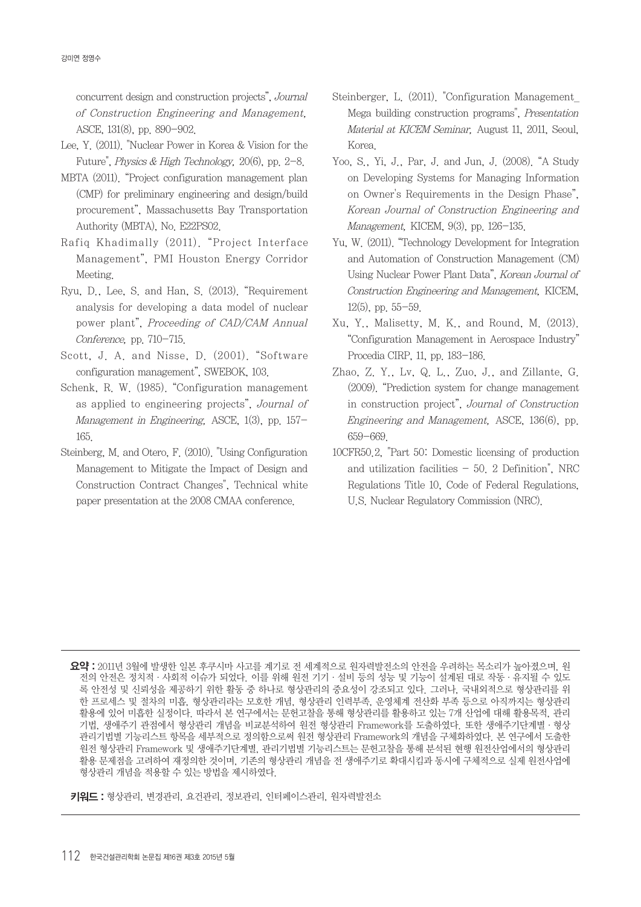concurrent design and construction projects", *Journal of Construction Engineering and Management*, ASCE, 131(8), pp. 890-902.

Lee, Y. (2011). "Nuclear Power in Korea & Vision for the Future", *Physics & High Technology*, 20(6), pp. 2-8.

MBTA (2011). "Project configuration management plan (CMP) for preliminary engineering and design/build procurement", Massachusetts Bay Transportation Authority (MBTA), No. E22PS02.

Rafiq Khadimally (2011). "Project Interface Management", PMI Houston Energy Corridor Meeting.

Ryu, D., Lee, S. and Han, S. (2013). "Requirement analysis for developing a data model of nuclear power plant", *Proceeding of CAD/CAM Annual Conference*, pp. 710-715.

Scott, J. A. and Nisse, D. (2001). "Software configuration management", SWEBOK, 103.

Schenk, R. W. (1985). "Configuration management as applied to engineering projects", *Journal of Management in Engineering*, ASCE, 1(3), pp. 157-165.

Steinberg, M. and Otero, F. (2010). "Using Configuration Management to Mitigate the Impact of Design and Construction Contract Changes", Technical white paper presentation at the 2008 CMAA conference.

Steinberger, L. (2011). "Configuration Management_ Mega building construction programs", *Presentation Material at KICEM Seminar*, August 11, 2011, Seoul, Korea.

Yoo, S., Yi, J., Par, J. and Jun, J. (2008). "A Study on Developing Systems for Managing Information on Owner's Requirements in the Design Phase", *Korean Journal of Construction Engineering and Management*, KICEM, 9(3), pp. 126-135.

Yu, W. (2011). "Technology Development for Integration and Automation of Construction Management (CM) Using Nuclear Power Plant Data", *Korean Journal of Construction Engineering and Management*, KICEM, 12(5), pp. 55-59.

Xu, Y., Malisetty, M. K., and Round, M. (2013). "Configuration Management in Aerospace Industry" Procedia CIRP, 11, pp. 183-186.

Zhao, Z. Y., Lv, Q. L., Zuo, J., and Zillante, G. (2009). "Prediction system for change management in construction project", *Journal of Construction Engineering and Management*, ASCE, 136(6), pp. 659-669.

10CFR50.2, "Part 50: Domestic licensing of production and utilization facilities - 50. 2 Definition", NRC Regulations Title 10, Code of Federal Regulations, U.S. Nuclear Regulatory Commission (NRC).

---

**요약 :** 2011년 3월에 발생한 일본 후쿠시마 사고를 계기로 전 세계적으로 원자력발전소의 안전을 우려하는 목소리가 높아졌으며, 원전의 안전은 정치적 · 사회적 이슈가 되었다. 이를 위해 원전 기기 · 설비 등의 성능 및 기능이 설계된 대로 작동 · 유지될 수 있도록 안전성 및 신뢰성을 제공하기 위한 활동 중 하나로 형상관리의 중요성이 강조되고 있다. 그러나, 국내외적으로 형상관리를 위한 프로세스 및 절차의 미흡, 형상관리라는 모호한 개념, 형상관리 인력부족, 운영체계 전산화 부족 등으로 아직까지는 형상관리 활용에 있어 미흡한 실정이다. 따라서 본 연구에서는 문헌고찰을 통해 형상관리를 활용하고 있는 7개 산업에 대해 활용목적, 관리기법, 생애주기 관점에서 형상관리 개념을 비교분석하여 원전 형상관리 Framework를 도출하였다. 또한 생애주기단계별 · 형상관리기법별 기능리스트 항목을 세부적으로 정의함으로써 원전 형상관리 Framework의 개념을 구체화하였다. 본 연구에서 도출한 원전 형상관리 Framework 및 생애주기단계별, 관리기법별 기능리스트는 문헌고찰을 통해 분석된 현행 원전산업에서의 형상관리 활용 문제점을 고려하여 재정의한 것이며, 기존의 형상관리 개념을 전 생애주기로 확대시킴과 동시에 구체적으로 실제 원전사업에 형상관리 개념을 적용할 수 있는 방법을 제시하였다.

**키워드 :** 형상관리, 변경관리, 요건관리, 정보관리, 인터페이스관리, 원자력발전소